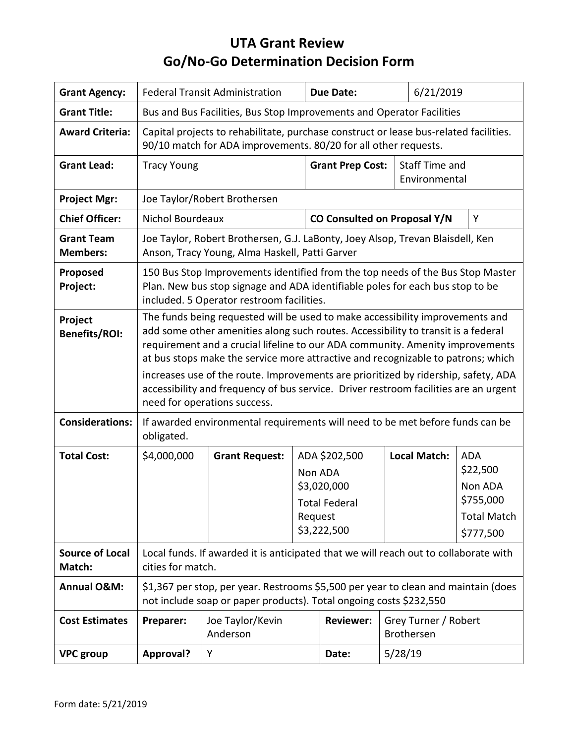# UTA Grant Review
# Go/No-Go Determination Decision Form

| | | | | | | | |
|---|---|---|---|---|---|---|---|
| **Grant Agency:** | Federal Transit Administration | | **Due Date:** | | 6/21/2019 | | |
| **Grant Title:** | Bus and Bus Facilities, Bus Stop Improvements and Operator Facilities | | | | | | |
| **Award Criteria:** | Capital projects to rehabilitate, purchase construct or lease bus-related facilities. 90/10 match for ADA improvements. 80/20 for all other requests. | | | | | | |
| **Grant Lead:** | Tracy Young | | **Grant Prep Cost:** | | Staff Time and Environmental | | |
| **Project Mgr:** | Joe Taylor/Robert Brothersen | | | | | | |
| **Chief Officer:** | Nichol Bourdeaux | | **CO Consulted on Proposal Y/N** | | | | Y |
| **Grant Team Members:** | Joe Taylor, Robert Brothersen, G.J. LaBonty, Joey Alsop, Trevan Blaisdell, Ken Anson, Tracy Young, Alma Haskell, Patti Garver | | | | | | |
| **Proposed Project:** | 150 Bus Stop Improvements identified from the top needs of the Bus Stop Master Plan. New bus stop signage and ADA identifiable poles for each bus stop to be included. 5 Operator restroom facilities. | | | | | | |
| **Project Benefits/ROI:** | The funds being requested will be used to make accessibility improvements and add some other amenities along such routes. Accessibility to transit is a federal requirement and a crucial lifeline to our ADA community. Amenity improvements at bus stops make the service more attractive and recognizable to patrons; which increases use of the route. Improvements are prioritized by ridership, safety, ADA accessibility and frequency of bus service. Driver restroom facilities are an urgent need for operations success. | | | | | | |
| **Considerations:** | If awarded environmental requirements will need to be met before funds can be obligated. | | | | | | |
| **Total Cost:** | $4,000,000 | **Grant Request:** | ADA $202,500<br>Non ADA $3,020,000<br>Total Federal Request $3,222,500 | | **Local Match:** | | ADA $22,500<br>Non ADA $755,000<br>Total Match $777,500 |
| **Source of Local Match:** | Local funds. If awarded it is anticipated that we will reach out to collaborate with cities for match. | | | | | | |
| **Annual O&M:** | $1,367 per stop, per year. Restrooms $5,500 per year to clean and maintain (does not include soap or paper products). Total ongoing costs $232,550 | | | | | | |
| **Cost Estimates** | **Preparer:** | Joe Taylor/Kevin Anderson | | **Reviewer:** | Grey Turner / Robert Brothersen | | |
| **VPC group** | **Approval?** | Y | | **Date:** | 5/28/19 | | |

Form date: 5/21/2019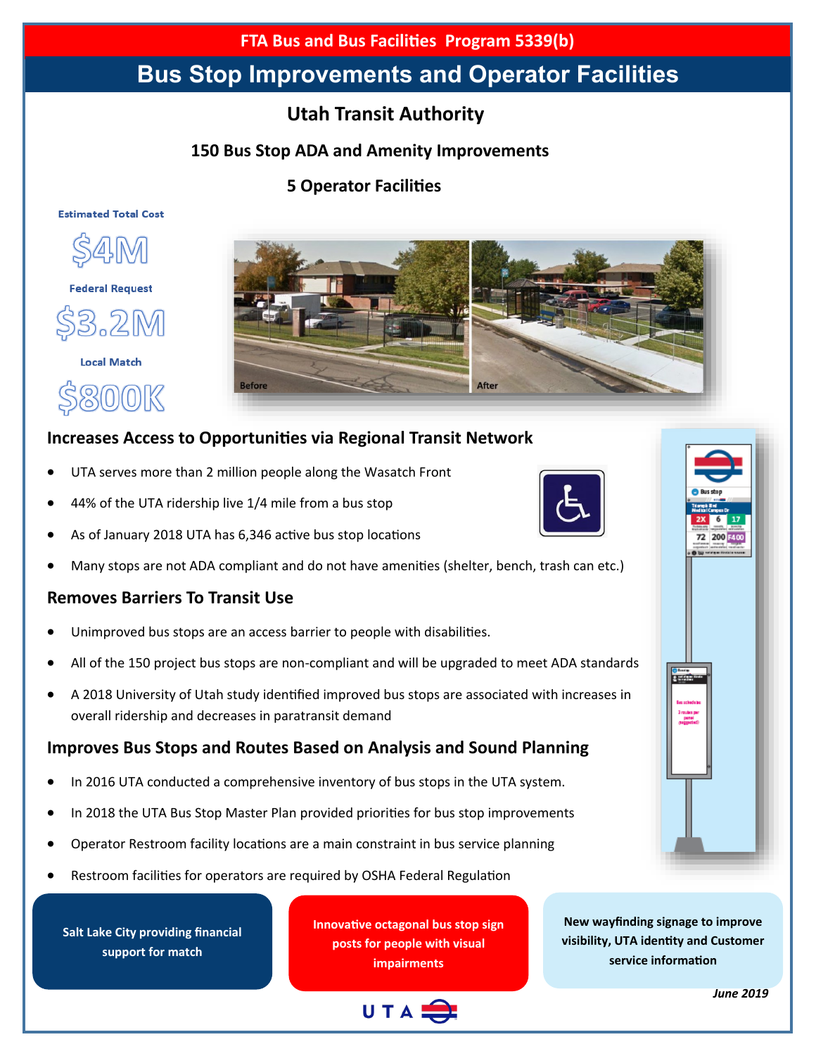FTA Bus and Bus Facilities Program 5339(b)

# Bus Stop Improvements and Operator Facilities

## Utah Transit Authority

### 150 Bus Stop ADA and Amenity Improvements

### 5 Operator Facilities

Estimated Total Cost

**$4M**

Federal Request

**$3.2M**

Local Match

**$800K**

Before

After

## Increases Access to Opportunities via Regional Transit Network

- UTA serves more than 2 million people along the Wasatch Front
- 44% of the UTA ridership live 1/4 mile from a bus stop
- As of January 2018 UTA has 6,346 active bus stop locations
- Many stops are not ADA compliant and do not have amenities (shelter, bench, trash can etc.)

## Removes Barriers To Transit Use

- Unimproved bus stops are an access barrier to people with disabilities.
- All of the 150 project bus stops are non-compliant and will be upgraded to meet ADA standards
- A 2018 University of Utah study identified improved bus stops are associated with increases in overall ridership and decreases in paratransit demand

## Improves Bus Stops and Routes Based on Analysis and Sound Planning

- In 2016 UTA conducted a comprehensive inventory of bus stops in the UTA system.
- In 2018 the UTA Bus Stop Master Plan provided priorities for bus stop improvements
- Operator Restroom facility locations are a main constraint in bus service planning
- Restroom facilities for operators are required by OSHA Federal Regulation

**Salt Lake City providing financial support for match**

**Innovative octagonal bus stop sign posts for people with visual impairments**

**New wayfinding signage to improve visibility, UTA identity and Customer service information**

*June 2019*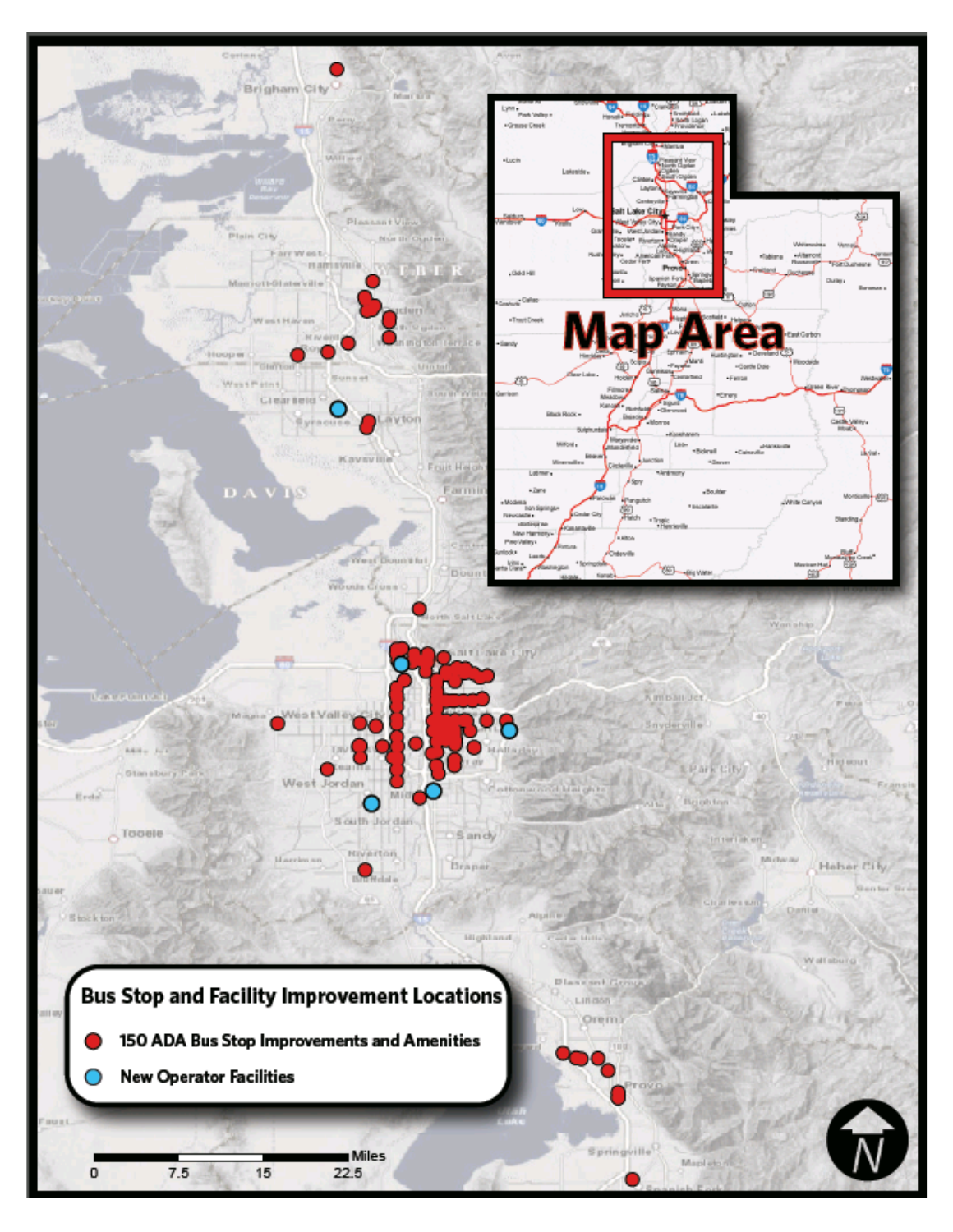## Bus Stop and Facility Improvement Locations

- 150 ADA Bus Stop Improvements and Amenities
- New Operator Facilities

Map Area

Miles

0 7.5 15 22.5

N